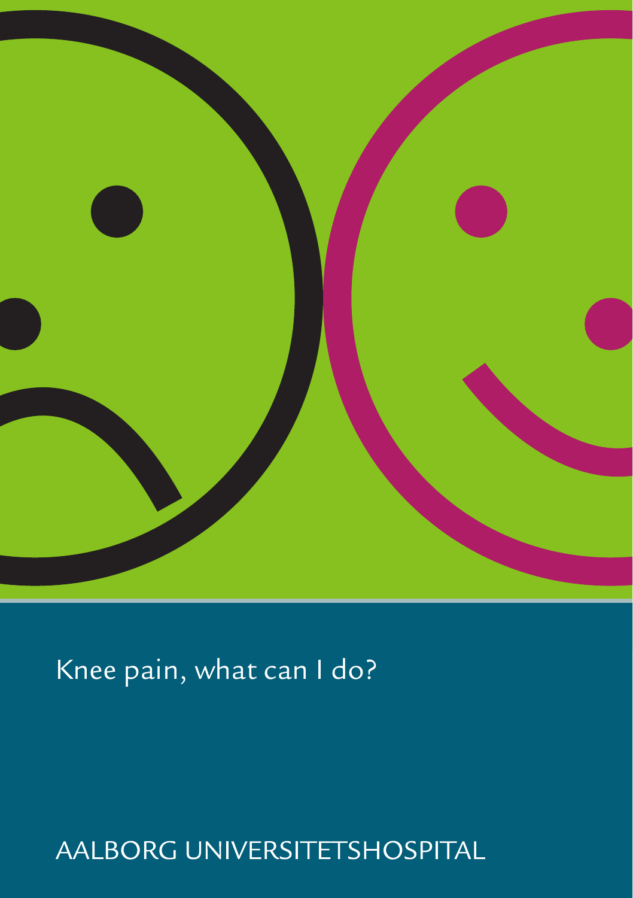# Knee pain, what can I do?

AALBORG UNIVERSITETSHOSPITAL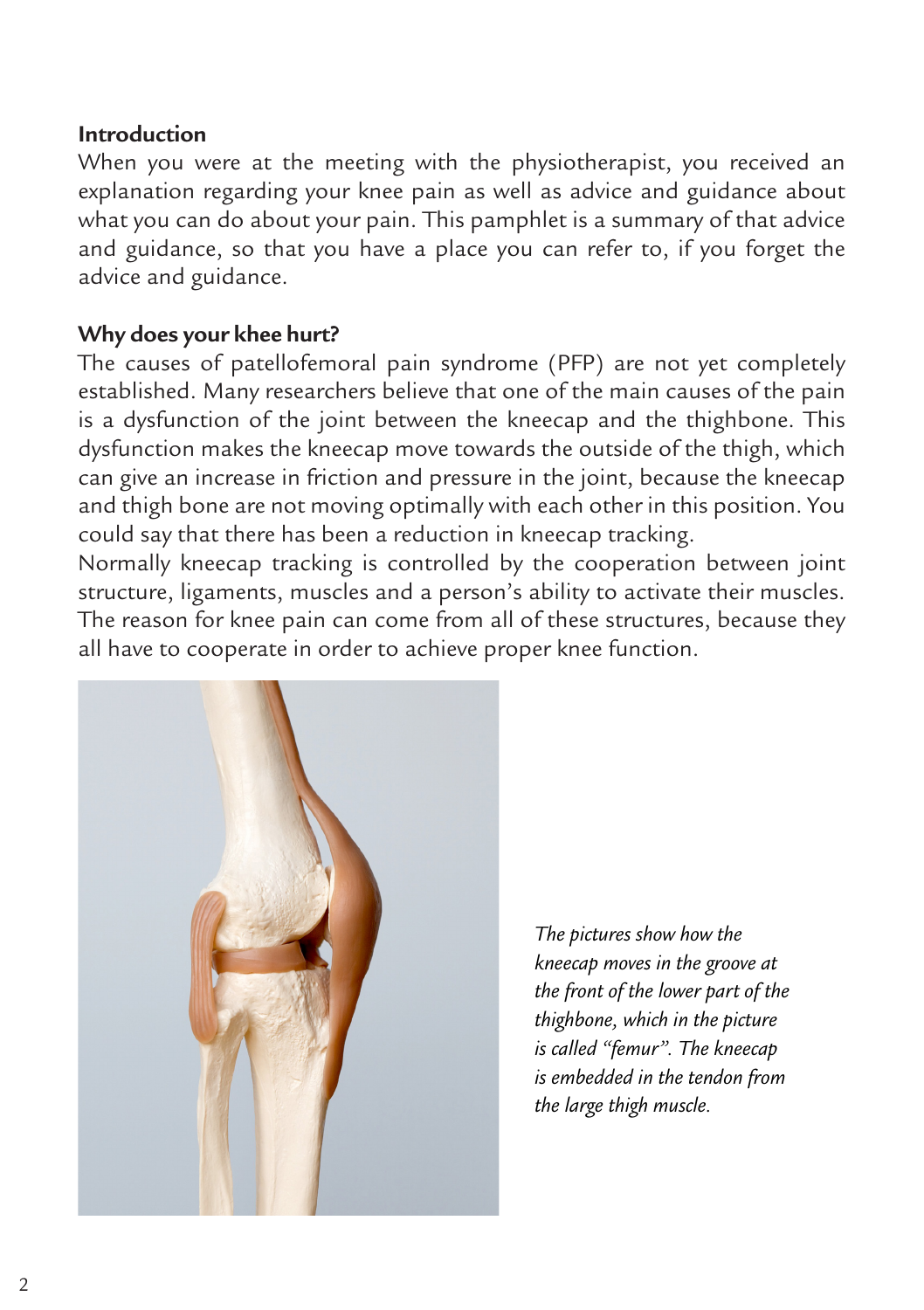## Introduction

When you were at the meeting with the physiotherapist, you received an explanation regarding your knee pain as well as advice and guidance about what you can do about your pain. This pamphlet is a summary of that advice and guidance, so that you have a place you can refer to, if you forget the advice and guidance.

## Why does your khee hurt?

The causes of patellofemoral pain syndrome (PFP) are not yet completely established. Many researchers believe that one of the main causes of the pain is a dysfunction of the joint between the kneecap and the thighbone. This dysfunction makes the kneecap move towards the outside of the thigh, which can give an increase in friction and pressure in the joint, because the kneecap and thigh bone are not moving optimally with each other in this position. You could say that there has been a reduction in kneecap tracking.

Normally kneecap tracking is controlled by the cooperation between joint structure, ligaments, muscles and a person's ability to activate their muscles. The reason for knee pain can come from all of these structures, because they all have to cooperate in order to achieve proper knee function.

*The pictures show how the kneecap moves in the groove at the front of the lower part of the thighbone, which in the picture is called "femur". The kneecap is embedded in the tendon from the large thigh muscle.*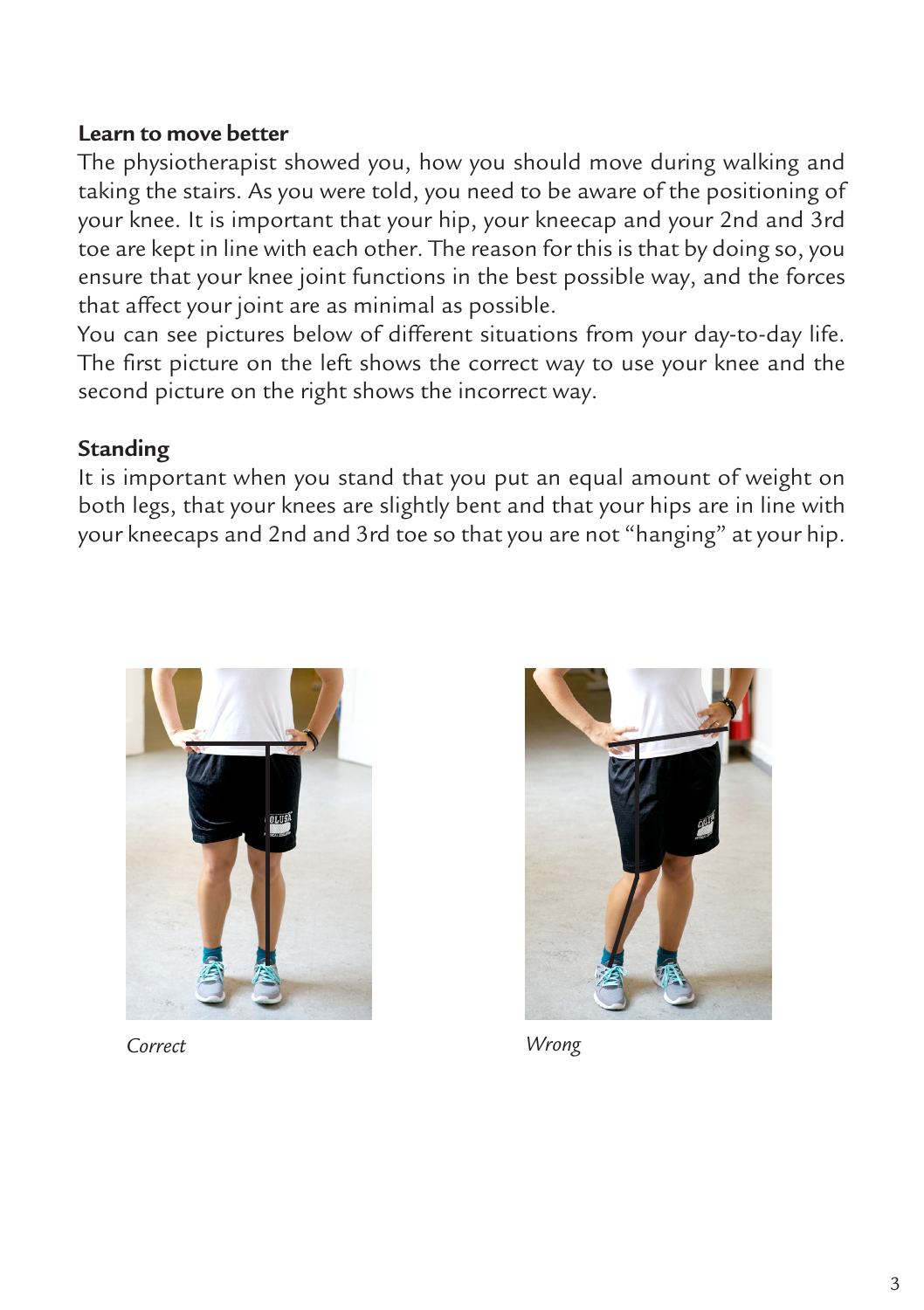## Learn to move better

The physiotherapist showed you, how you should move during walking and taking the stairs. As you were told, you need to be aware of the positioning of your knee. It is important that your hip, your kneecap and your 2nd and 3rd toe are kept in line with each other. The reason for this is that by doing so, you ensure that your knee joint functions in the best possible way, and the forces that affect your joint are as minimal as possible.

You can see pictures below of different situations from your day-to-day life. The first picture on the left shows the correct way to use your knee and the second picture on the right shows the incorrect way.

## Standing

It is important when you stand that you put an equal amount of weight on both legs, that your knees are slightly bent and that your hips are in line with your kneecaps and 2nd and 3rd toe so that you are not "hanging" at your hip.

*Correct*

*Wrong*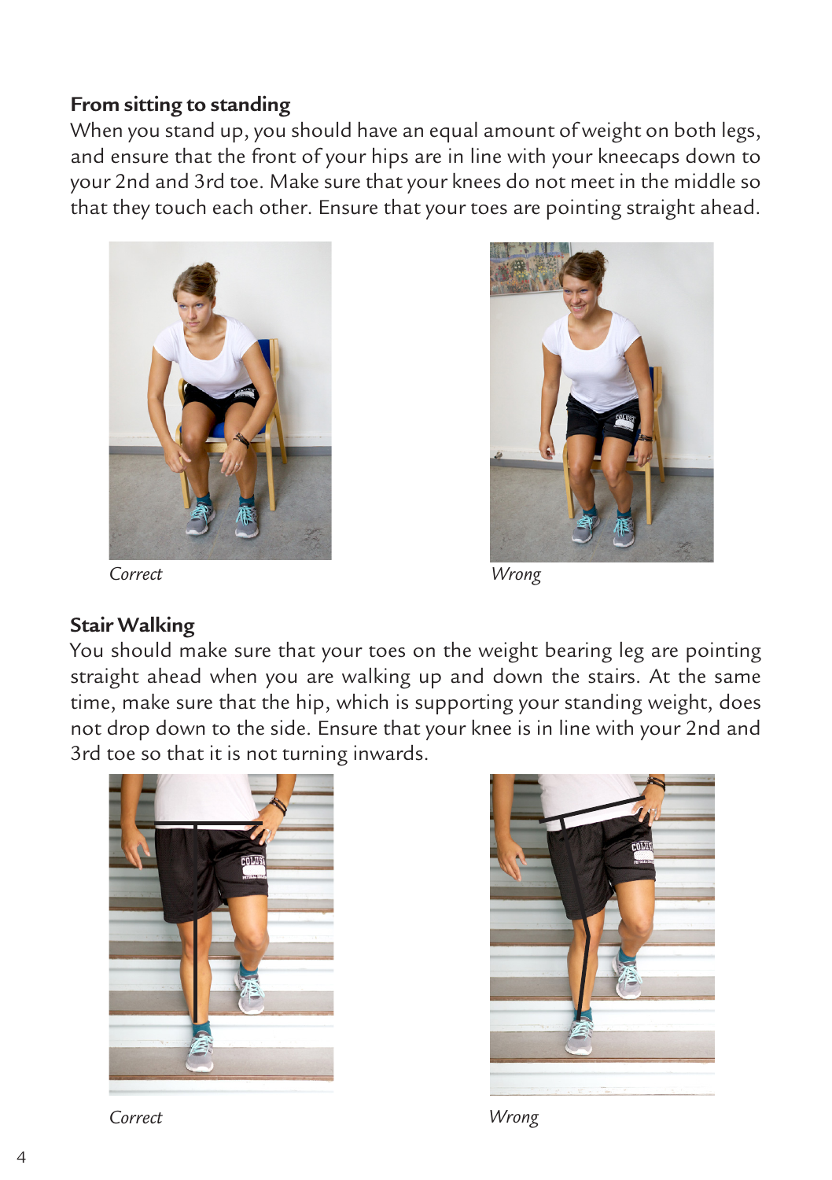**From sitting to standing**

When you stand up, you should have an equal amount of weight on both legs, and ensure that the front of your hips are in line with your kneecaps down to your 2nd and 3rd toe. Make sure that your knees do not meet in the middle so that they touch each other. Ensure that your toes are pointing straight ahead.

*Correct*

*Wrong*

**Stair Walking**

You should make sure that your toes on the weight bearing leg are pointing straight ahead when you are walking up and down the stairs. At the same time, make sure that the hip, which is supporting your standing weight, does not drop down to the side. Ensure that your knee is in line with your 2nd and 3rd toe so that it is not turning inwards.

*Correct*

*Wrong*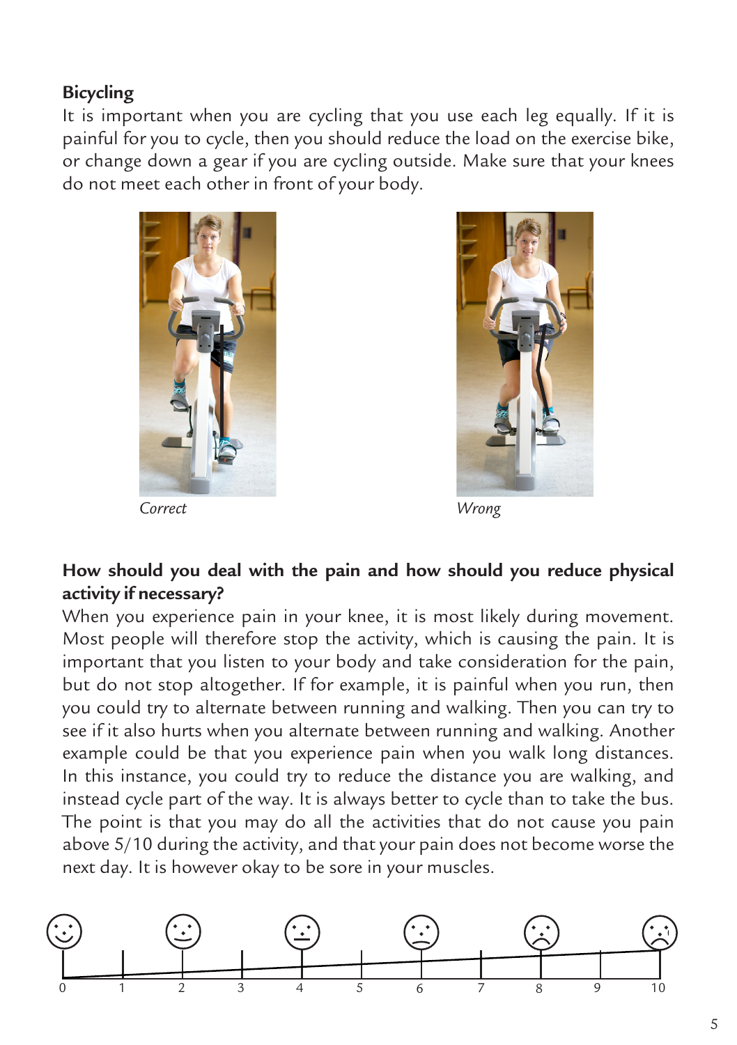**Bicycling**

It is important when you are cycling that you use each leg equally. If it is painful for you to cycle, then you should reduce the load on the exercise bike, or change down a gear if you are cycling outside. Make sure that your knees do not meet each other in front of your body.

*Correct*

*Wrong*

**How should you deal with the pain and how should you reduce physical activity if necessary?**

When you experience pain in your knee, it is most likely during movement. Most people will therefore stop the activity, which is causing the pain. It is important that you listen to your body and take consideration for the pain, but do not stop altogether. If for example, it is painful when you run, then you could try to alternate between running and walking. Then you can try to see if it also hurts when you alternate between running and walking. Another example could be that you experience pain when you walk long distances. In this instance, you could try to reduce the distance you are walking, and instead cycle part of the way. It is always better to cycle than to take the bus. The point is that you may do all the activities that do not cause you pain above 5/10 during the activity, and that your pain does not become worse the next day. It is however okay to be sore in your muscles.

0 1 2 3 4 5 6 7 8 9 10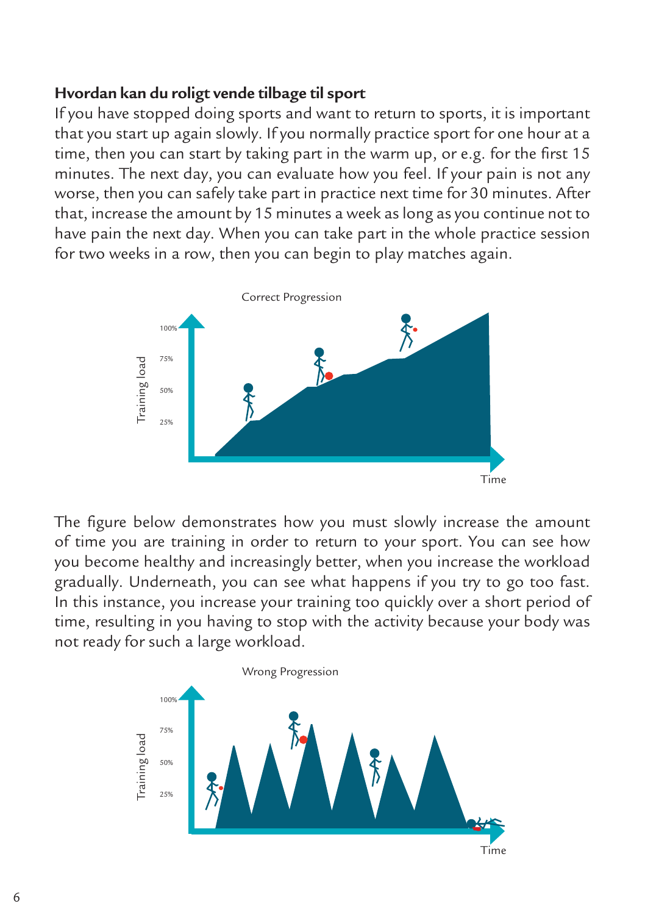**Hvordan kan du roligt vende tilbage til sport**

If you have stopped doing sports and want to return to sports, it is important that you start up again slowly. If you normally practice sport for one hour at a time, then you can start by taking part in the warm up, or e.g. for the first 15 minutes. The next day, you can evaluate how you feel. If your pain is not any worse, then you can safely take part in practice next time for 30 minutes. After that, increase the amount by 15 minutes a week as long as you continue not to have pain the next day. When you can take part in the whole practice session for two weeks in a row, then you can begin to play matches again.

Correct Progression

Training load

100%

75%

50%

25%

Time

The figure below demonstrates how you must slowly increase the amount of time you are training in order to return to your sport. You can see how you become healthy and increasingly better, when you increase the workload gradually. Underneath, you can see what happens if you try to go too fast. In this instance, you increase your training too quickly over a short period of time, resulting in you having to stop with the activity because your body was not ready for such a large workload.

Wrong Progression

Training load

100%

75%

50%

25%

Time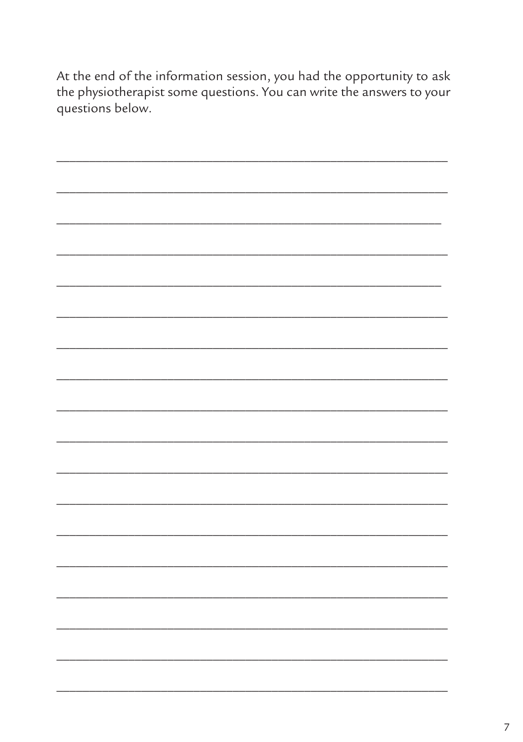At the end of the information session, you had the opportunity to ask the physiotherapist some questions. You can write the answers to your questions below.

\_\_\_\_\_\_\_\_\_\_\_\_\_\_\_\_\_\_\_\_\_\_\_\_\_\_\_\_\_\_\_\_\_\_\_\_\_\_\_\_\_\_\_\_\_\_\_\_\_\_\_\_\_\_\_\_

\_\_\_\_\_\_\_\_\_\_\_\_\_\_\_\_\_\_\_\_\_\_\_\_\_\_\_\_\_\_\_\_\_\_\_\_\_\_\_\_\_\_\_\_\_\_\_\_\_\_\_\_\_\_\_\_

\_\_\_\_\_\_\_\_\_\_\_\_\_\_\_\_\_\_\_\_\_\_\_\_\_\_\_\_\_\_\_\_\_\_\_\_\_\_\_\_\_\_\_\_\_\_\_\_\_\_\_\_\_\_\_

\_\_\_\_\_\_\_\_\_\_\_\_\_\_\_\_\_\_\_\_\_\_\_\_\_\_\_\_\_\_\_\_\_\_\_\_\_\_\_\_\_\_\_\_\_\_\_\_\_\_\_\_\_\_\_\_

\_\_\_\_\_\_\_\_\_\_\_\_\_\_\_\_\_\_\_\_\_\_\_\_\_\_\_\_\_\_\_\_\_\_\_\_\_\_\_\_\_\_\_\_\_\_\_\_\_\_\_\_\_\_\_

\_\_\_\_\_\_\_\_\_\_\_\_\_\_\_\_\_\_\_\_\_\_\_\_\_\_\_\_\_\_\_\_\_\_\_\_\_\_\_\_\_\_\_\_\_\_\_\_\_\_\_\_\_\_\_\_

\_\_\_\_\_\_\_\_\_\_\_\_\_\_\_\_\_\_\_\_\_\_\_\_\_\_\_\_\_\_\_\_\_\_\_\_\_\_\_\_\_\_\_\_\_\_\_\_\_\_\_\_\_\_\_\_

\_\_\_\_\_\_\_\_\_\_\_\_\_\_\_\_\_\_\_\_\_\_\_\_\_\_\_\_\_\_\_\_\_\_\_\_\_\_\_\_\_\_\_\_\_\_\_\_\_\_\_\_\_\_\_\_

\_\_\_\_\_\_\_\_\_\_\_\_\_\_\_\_\_\_\_\_\_\_\_\_\_\_\_\_\_\_\_\_\_\_\_\_\_\_\_\_\_\_\_\_\_\_\_\_\_\_\_\_\_\_\_\_

\_\_\_\_\_\_\_\_\_\_\_\_\_\_\_\_\_\_\_\_\_\_\_\_\_\_\_\_\_\_\_\_\_\_\_\_\_\_\_\_\_\_\_\_\_\_\_\_\_\_\_\_\_\_\_\_

\_\_\_\_\_\_\_\_\_\_\_\_\_\_\_\_\_\_\_\_\_\_\_\_\_\_\_\_\_\_\_\_\_\_\_\_\_\_\_\_\_\_\_\_\_\_\_\_\_\_\_\_\_\_\_\_

\_\_\_\_\_\_\_\_\_\_\_\_\_\_\_\_\_\_\_\_\_\_\_\_\_\_\_\_\_\_\_\_\_\_\_\_\_\_\_\_\_\_\_\_\_\_\_\_\_\_\_\_\_\_\_\_

\_\_\_\_\_\_\_\_\_\_\_\_\_\_\_\_\_\_\_\_\_\_\_\_\_\_\_\_\_\_\_\_\_\_\_\_\_\_\_\_\_\_\_\_\_\_\_\_\_\_\_\_\_\_\_\_

\_\_\_\_\_\_\_\_\_\_\_\_\_\_\_\_\_\_\_\_\_\_\_\_\_\_\_\_\_\_\_\_\_\_\_\_\_\_\_\_\_\_\_\_\_\_\_\_\_\_\_\_\_\_\_\_

\_\_\_\_\_\_\_\_\_\_\_\_\_\_\_\_\_\_\_\_\_\_\_\_\_\_\_\_\_\_\_\_\_\_\_\_\_\_\_\_\_\_\_\_\_\_\_\_\_\_\_\_\_\_\_\_

\_\_\_\_\_\_\_\_\_\_\_\_\_\_\_\_\_\_\_\_\_\_\_\_\_\_\_\_\_\_\_\_\_\_\_\_\_\_\_\_\_\_\_\_\_\_\_\_\_\_\_\_\_\_\_\_

\_\_\_\_\_\_\_\_\_\_\_\_\_\_\_\_\_\_\_\_\_\_\_\_\_\_\_\_\_\_\_\_\_\_\_\_\_\_\_\_\_\_\_\_\_\_\_\_\_\_\_\_\_\_\_\_

\_\_\_\_\_\_\_\_\_\_\_\_\_\_\_\_\_\_\_\_\_\_\_\_\_\_\_\_\_\_\_\_\_\_\_\_\_\_\_\_\_\_\_\_\_\_\_\_\_\_\_\_\_\_\_\_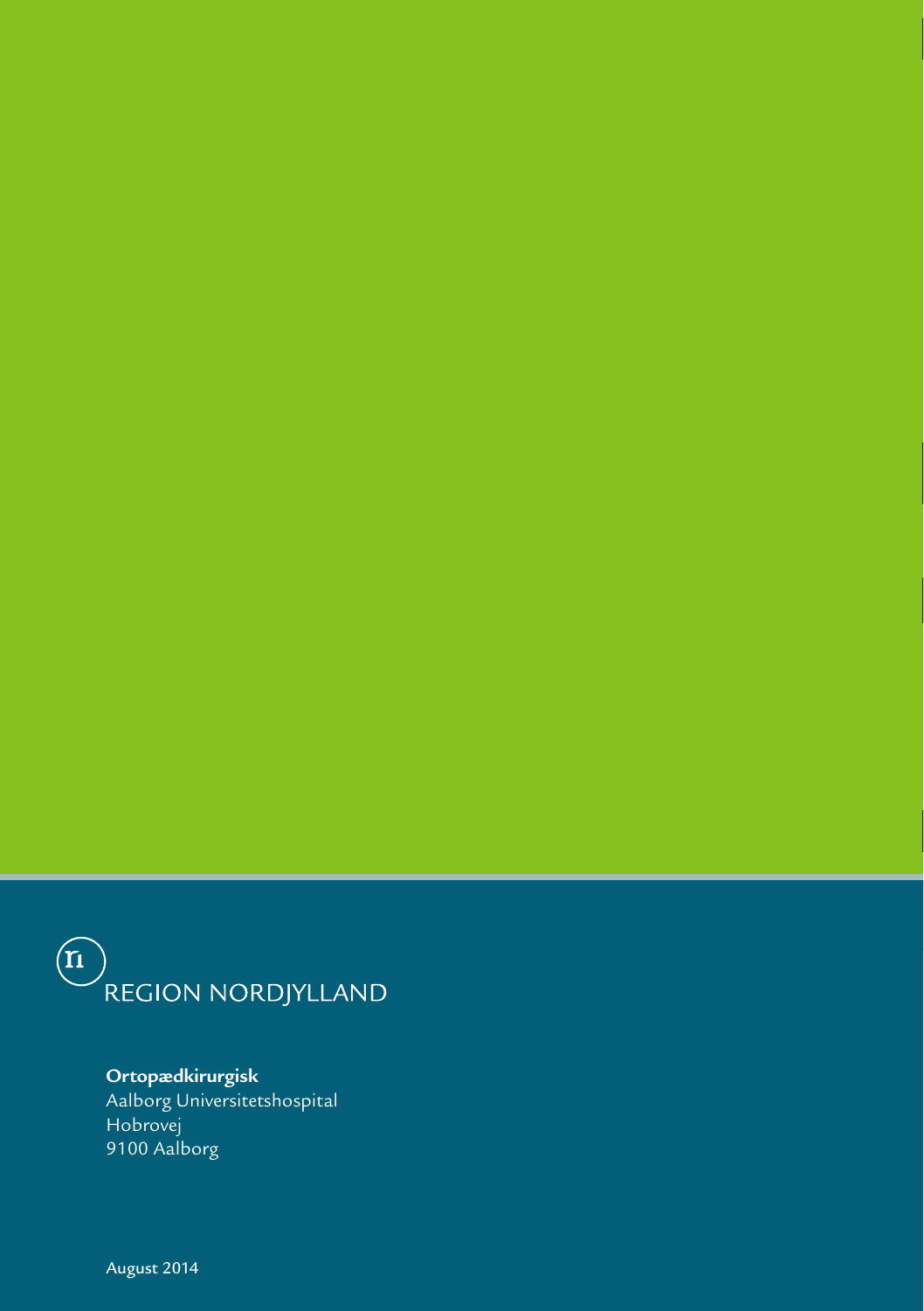REGION NORDJYLLAND

**Ortopædkirurgisk**
Aalborg Universitetshospital
Hobrovej
9100 Aalborg

**August 2014**